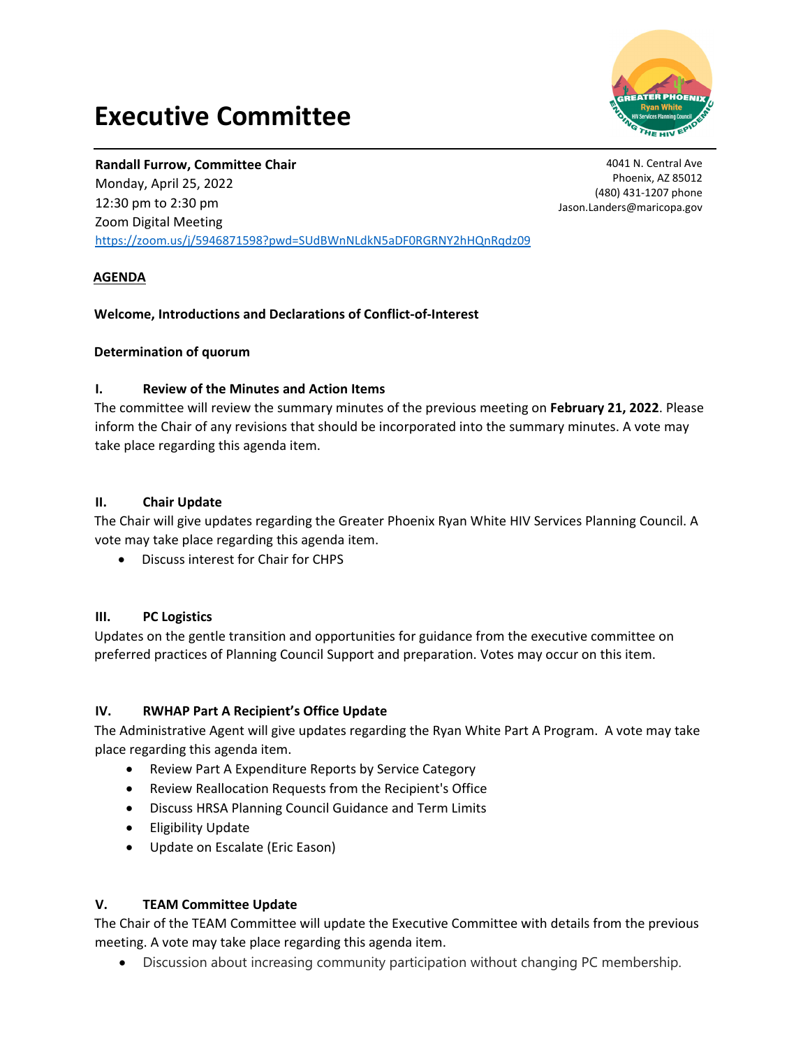# Executive Committee

**Randall Furrow, Committee Chair**
Monday, April 25, 2022
12:30 pm to 2:30 pm
Zoom Digital Meeting
https://zoom.us/j/5946871598?pwd=SUdBWnNLdkN5aDF0RGRNY2hHQnRqdz09

4041 N. Central Ave
Phoenix, AZ 85012
(480) 431-1207 phone
Jason.Landers@maricopa.gov

## AGENDA

**Welcome, Introductions and Declarations of Conflict-of-Interest**

**Determination of quorum**

### I. Review of the Minutes and Action Items

The committee will review the summary minutes of the previous meeting on **February 21, 2022**. Please inform the Chair of any revisions that should be incorporated into the summary minutes. A vote may take place regarding this agenda item.

### II. Chair Update

The Chair will give updates regarding the Greater Phoenix Ryan White HIV Services Planning Council. A vote may take place regarding this agenda item.

- Discuss interest for Chair for CHPS

### III. PC Logistics

Updates on the gentle transition and opportunities for guidance from the executive committee on preferred practices of Planning Council Support and preparation. Votes may occur on this item.

### IV. RWHAP Part A Recipient's Office Update

The Administrative Agent will give updates regarding the Ryan White Part A Program. A vote may take place regarding this agenda item.

- Review Part A Expenditure Reports by Service Category
- Review Reallocation Requests from the Recipient's Office
- Discuss HRSA Planning Council Guidance and Term Limits
- Eligibility Update
- Update on Escalate (Eric Eason)

### V. TEAM Committee Update

The Chair of the TEAM Committee will update the Executive Committee with details from the previous meeting. A vote may take place regarding this agenda item.

- Discussion about increasing community participation without changing PC membership.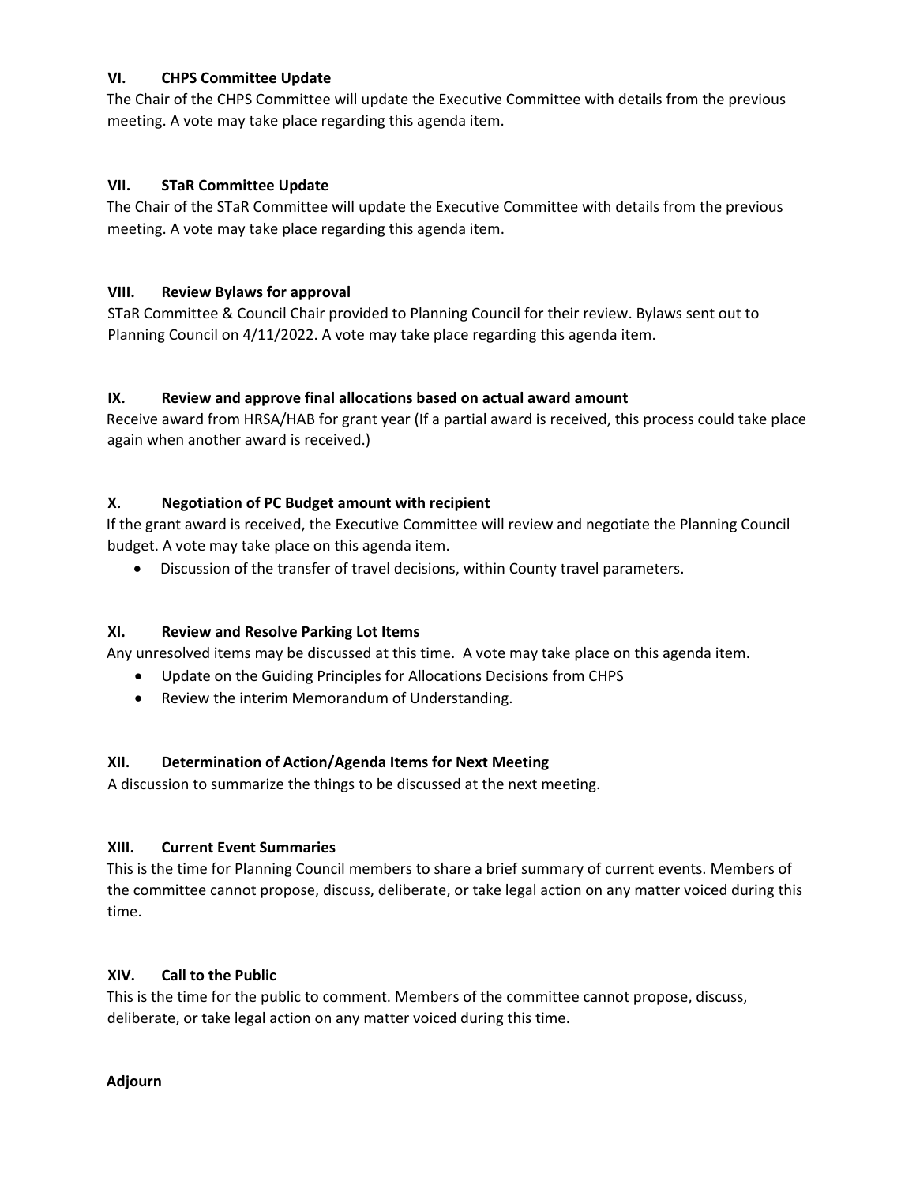### VI. CHPS Committee Update

The Chair of the CHPS Committee will update the Executive Committee with details from the previous meeting. A vote may take place regarding this agenda item.

### VII. STaR Committee Update

The Chair of the STaR Committee will update the Executive Committee with details from the previous meeting. A vote may take place regarding this agenda item.

### VIII. Review Bylaws for approval

STaR Committee & Council Chair provided to Planning Council for their review. Bylaws sent out to Planning Council on 4/11/2022. A vote may take place regarding this agenda item.

### IX. Review and approve final allocations based on actual award amount

Receive award from HRSA/HAB for grant year (If a partial award is received, this process could take place again when another award is received.)

### X. Negotiation of PC Budget amount with recipient

If the grant award is received, the Executive Committee will review and negotiate the Planning Council budget. A vote may take place on this agenda item.

- Discussion of the transfer of travel decisions, within County travel parameters.

### XI. Review and Resolve Parking Lot Items

Any unresolved items may be discussed at this time. A vote may take place on this agenda item.

- Update on the Guiding Principles for Allocations Decisions from CHPS
- Review the interim Memorandum of Understanding.

### XII. Determination of Action/Agenda Items for Next Meeting

A discussion to summarize the things to be discussed at the next meeting.

### XIII. Current Event Summaries

This is the time for Planning Council members to share a brief summary of current events. Members of the committee cannot propose, discuss, deliberate, or take legal action on any matter voiced during this time.

### XIV. Call to the Public

This is the time for the public to comment. Members of the committee cannot propose, discuss, deliberate, or take legal action on any matter voiced during this time.

**Adjourn**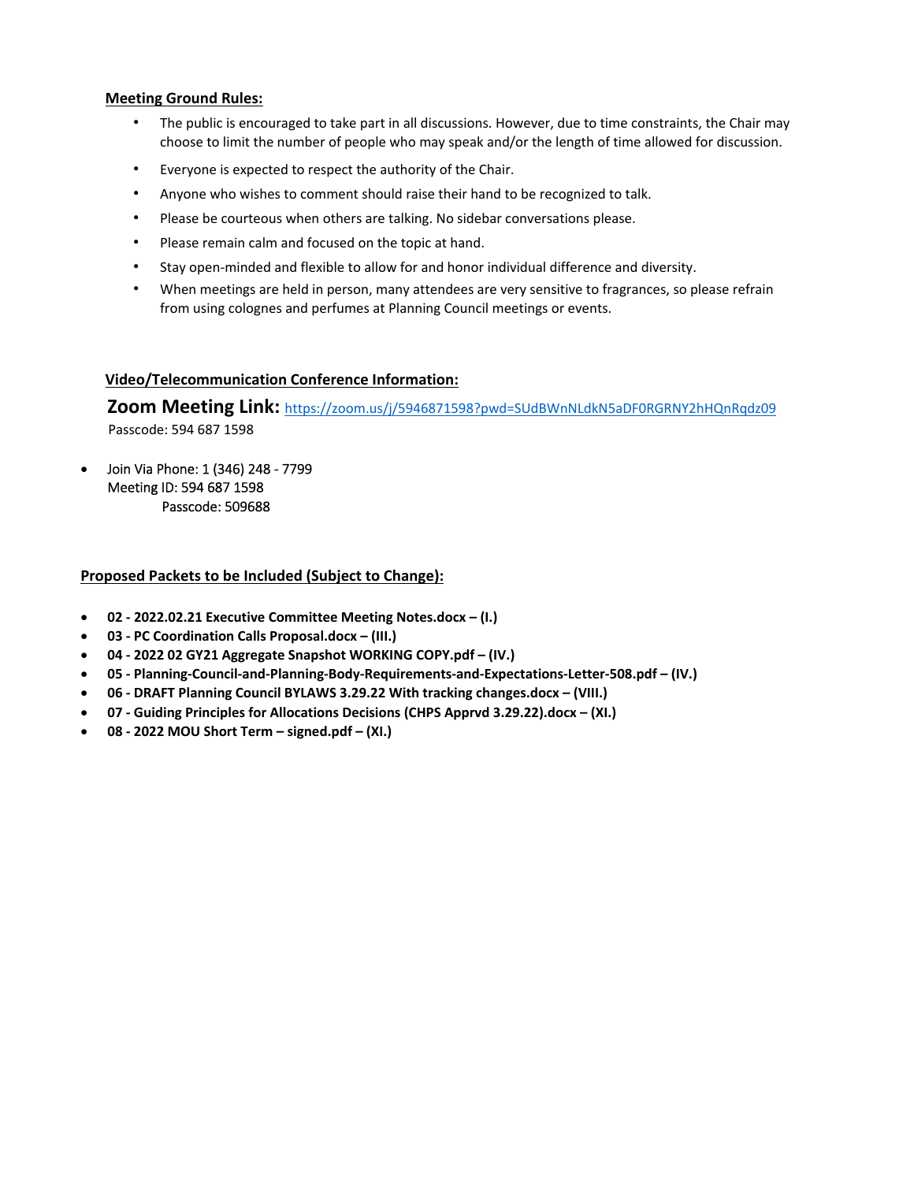**Meeting Ground Rules:**

- The public is encouraged to take part in all discussions. However, due to time constraints, the Chair may choose to limit the number of people who may speak and/or the length of time allowed for discussion.
- Everyone is expected to respect the authority of the Chair.
- Anyone who wishes to comment should raise their hand to be recognized to talk.
- Please be courteous when others are talking. No sidebar conversations please.
- Please remain calm and focused on the topic at hand.
- Stay open-minded and flexible to allow for and honor individual difference and diversity.
- When meetings are held in person, many attendees are very sensitive to fragrances, so please refrain from using colognes and perfumes at Planning Council meetings or events.

**Video/Telecommunication Conference Information:**

**Zoom Meeting Link:** https://zoom.us/j/5946871598?pwd=SUdBWnNLdkN5aDF0RGRNY2hHQnRqdz09
Passcode: 594 687 1598

- Join Via Phone: 1 (346) 248 - 7799
  Meeting ID: 594 687 1598
  Passcode: 509688

**Proposed Packets to be Included (Subject to Change):**

- **02 - 2022.02.21 Executive Committee Meeting Notes.docx – (I.)**
- **03 - PC Coordination Calls Proposal.docx – (III.)**
- **04 - 2022 02 GY21 Aggregate Snapshot WORKING COPY.pdf – (IV.)**
- **05 - Planning-Council-and-Planning-Body-Requirements-and-Expectations-Letter-508.pdf – (IV.)**
- **06 - DRAFT Planning Council BYLAWS 3.29.22 With tracking changes.docx – (VIII.)**
- **07 - Guiding Principles for Allocations Decisions (CHPS Apprvd 3.29.22).docx – (XI.)**
- **08 - 2022 MOU Short Term – signed.pdf – (XI.)**